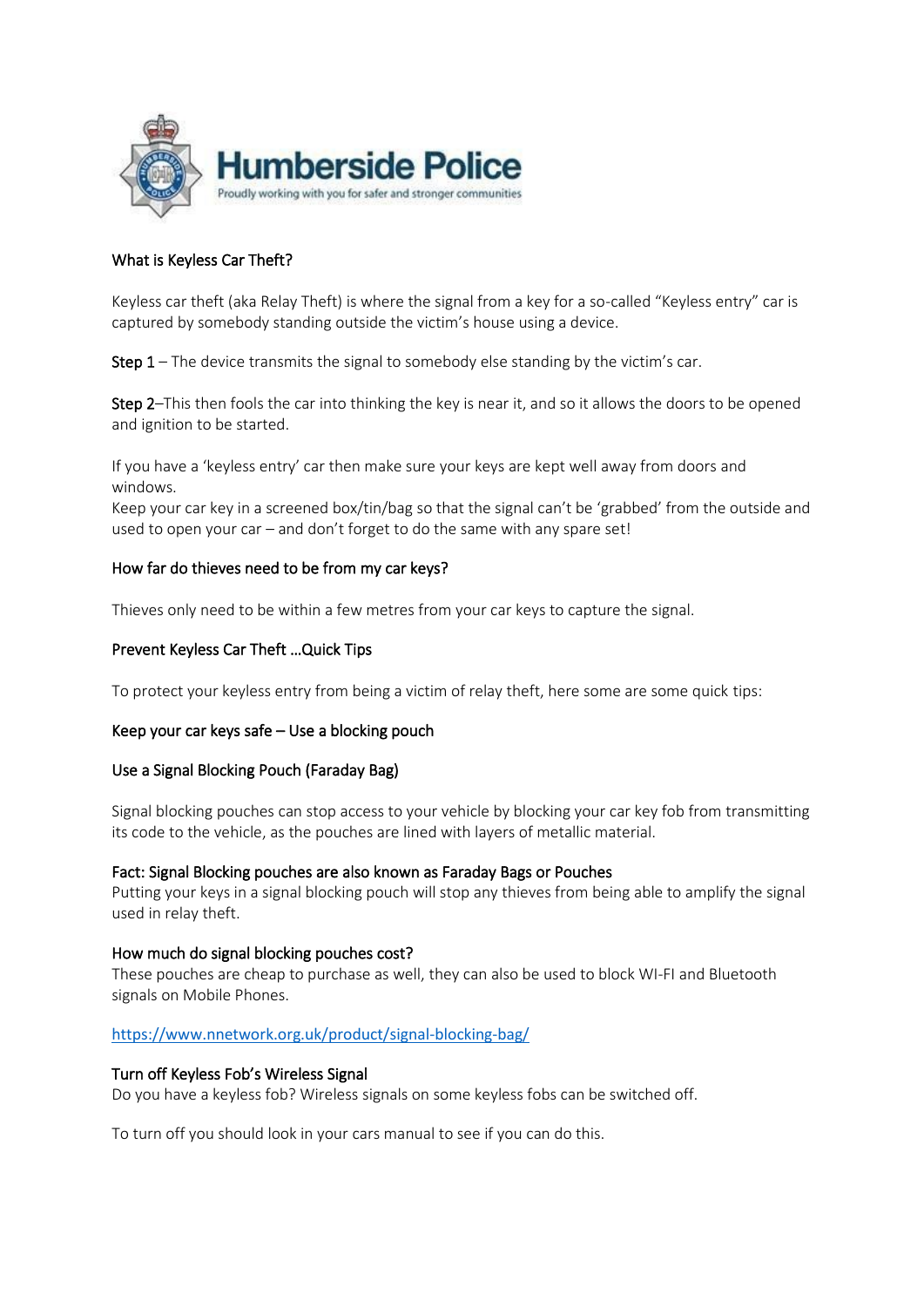Humberside Police

Proudly working with you for safer and stronger communities

## What is Keyless Car Theft?

Keyless car theft (aka Relay Theft) is where the signal from a key for a so-called "Keyless entry" car is captured by somebody standing outside the victim's house using a device.

**Step 1** – The device transmits the signal to somebody else standing by the victim's car.

**Step 2**–This then fools the car into thinking the key is near it, and so it allows the doors to be opened and ignition to be started.

If you have a 'keyless entry' car then make sure your keys are kept well away from doors and windows.
Keep your car key in a screened box/tin/bag so that the signal can't be 'grabbed' from the outside and used to open your car – and don't forget to do the same with any spare set!

## How far do thieves need to be from my car keys?

Thieves only need to be within a few metres from your car keys to capture the signal.

## Prevent Keyless Car Theft …Quick Tips

To protect your keyless entry from being a victim of relay theft, here some are some quick tips:

### Keep your car keys safe – Use a blocking pouch

### Use a Signal Blocking Pouch (Faraday Bag)

Signal blocking pouches can stop access to your vehicle by blocking your car key fob from transmitting its code to the vehicle, as the pouches are lined with layers of metallic material.

### Fact: Signal Blocking pouches are also known as Faraday Bags or Pouches

Putting your keys in a signal blocking pouch will stop any thieves from being able to amplify the signal used in relay theft.

### How much do signal blocking pouches cost?

These pouches are cheap to purchase as well, they can also be used to block WI-FI and Bluetooth signals on Mobile Phones.

https://www.nnetwork.org.uk/product/signal-blocking-bag/

### Turn off Keyless Fob's Wireless Signal

Do you have a keyless fob? Wireless signals on some keyless fobs can be switched off.

To turn off you should look in your cars manual to see if you can do this.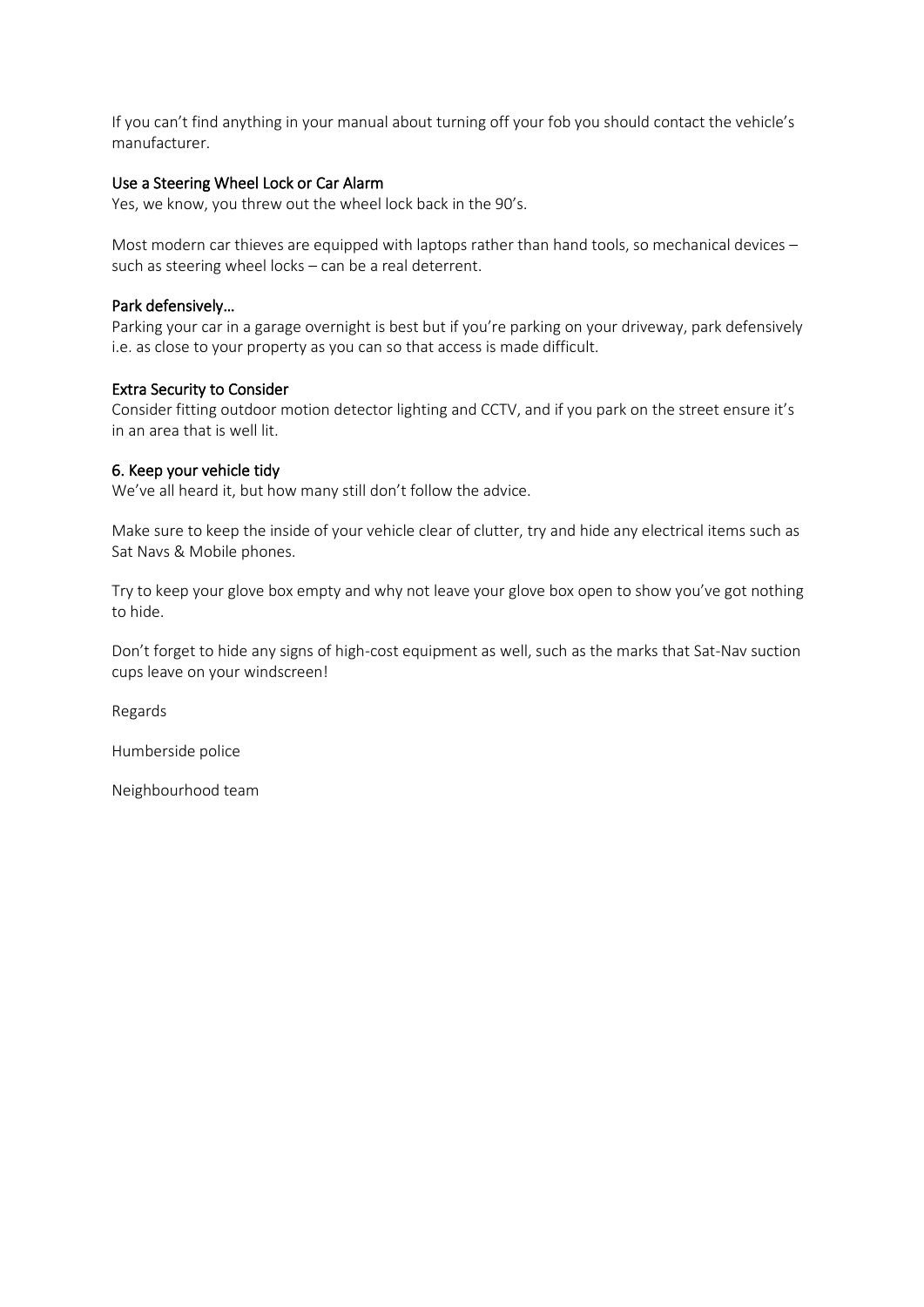If you can't find anything in your manual about turning off your fob you should contact the vehicle's manufacturer.

### Use a Steering Wheel Lock or Car Alarm

Yes, we know, you threw out the wheel lock back in the 90's.

Most modern car thieves are equipped with laptops rather than hand tools, so mechanical devices – such as steering wheel locks – can be a real deterrent.

### Park defensively…

Parking your car in a garage overnight is best but if you're parking on your driveway, park defensively i.e. as close to your property as you can so that access is made difficult.

### Extra Security to Consider

Consider fitting outdoor motion detector lighting and CCTV, and if you park on the street ensure it's in an area that is well lit.

### 6. Keep your vehicle tidy

We've all heard it, but how many still don't follow the advice.

Make sure to keep the inside of your vehicle clear of clutter, try and hide any electrical items such as Sat Navs & Mobile phones.

Try to keep your glove box empty and why not leave your glove box open to show you've got nothing to hide.

Don't forget to hide any signs of high-cost equipment as well, such as the marks that Sat-Nav suction cups leave on your windscreen!

Regards

Humberside police

Neighbourhood team